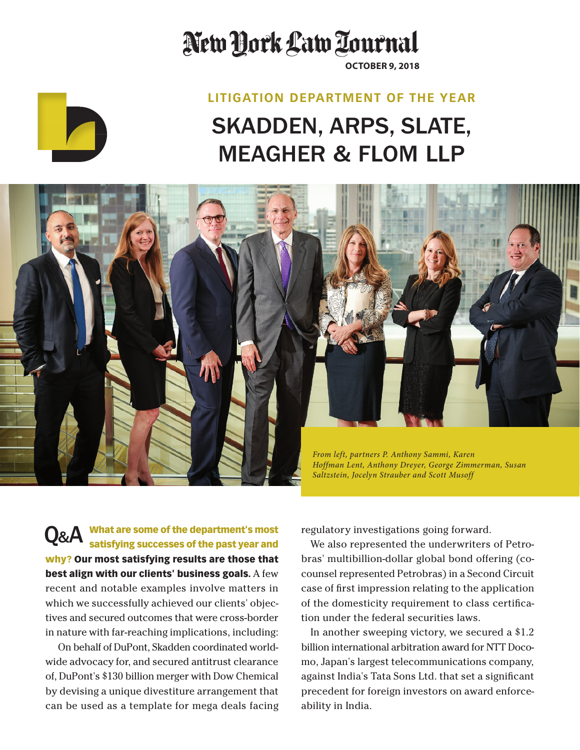# New York Law Journal

**OCTOBER 9, 2018**

## LITIGATION DEPARTMENT OF THE YEAR

# SKADDEN, ARPS, SLATE, MEAGHER & FLOM LLP

*From left, partners P. Anthony Sammi, Karen Hoffman Lent, Anthony Dreyer, George Zimmerman, Susan Saltzstein, Jocelyn Strauber and Scott Musoff*

**Q&A** **What are some of the department's most satisfying successes of the past year and why?** **Our most satisfying results are those that best align with our clients' business goals.** A few recent and notable examples involve matters in which we successfully achieved our clients' objectives and secured outcomes that were cross-border in nature with far-reaching implications, including:

On behalf of DuPont, Skadden coordinated worldwide advocacy for, and secured antitrust clearance of, DuPont's $130 billion merger with Dow Chemical by devising a unique divestiture arrangement that can be used as a template for mega deals facing regulatory investigations going forward.

We also represented the underwriters of Petrobras' multibillion-dollar global bond offering (co-counsel represented Petrobras) in a Second Circuit case of first impression relating to the application of the domesticity requirement to class certification under the federal securities laws.

In another sweeping victory, we secured a $1.2 billion international arbitration award for NTT Docomo, Japan's largest telecommunications company, against India's Tata Sons Ltd. that set a significant precedent for foreign investors on award enforceability in India.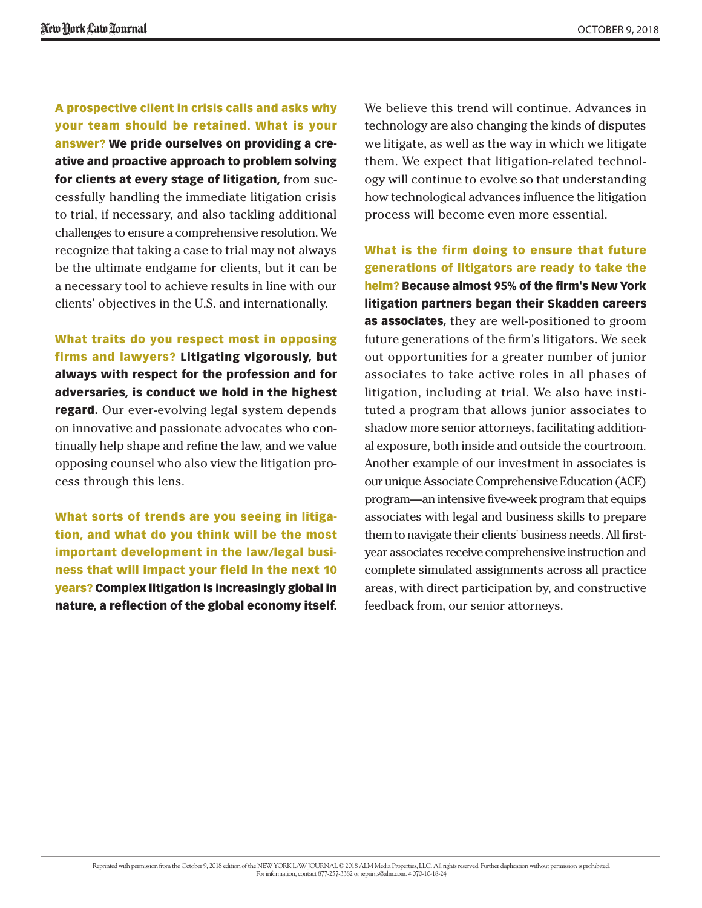**A prospective client in crisis calls and asks why your team should be retained. What is your answer?** **We pride ourselves on providing a creative and proactive approach to problem solving for clients at every stage of litigation,** from successfully handling the immediate litigation crisis to trial, if necessary, and also tackling additional challenges to ensure a comprehensive resolution. We recognize that taking a case to trial may not always be the ultimate endgame for clients, but it can be a necessary tool to achieve results in line with our clients' objectives in the U.S. and internationally.

**What traits do you respect most in opposing firms and lawyers?** **Litigating vigorously, but always with respect for the profession and for adversaries, is conduct we hold in the highest regard.** Our ever-evolving legal system depends on innovative and passionate advocates who continually help shape and refine the law, and we value opposing counsel who also view the litigation process through this lens.

**What sorts of trends are you seeing in litigation, and what do you think will be the most important development in the law/legal business that will impact your field in the next 10 years?** **Complex litigation is increasingly global in nature, a reflection of the global economy itself.** We believe this trend will continue. Advances in technology are also changing the kinds of disputes we litigate, as well as the way in which we litigate them. We expect that litigation-related technology will continue to evolve so that understanding how technological advances influence the litigation process will become even more essential.

**What is the firm doing to ensure that future generations of litigators are ready to take the helm?** **Because almost 95% of the firm's New York litigation partners began their Skadden careers as associates,** they are well-positioned to groom future generations of the firm's litigators. We seek out opportunities for a greater number of junior associates to take active roles in all phases of litigation, including at trial. We also have instituted a program that allows junior associates to shadow more senior attorneys, facilitating additional exposure, both inside and outside the courtroom. Another example of our investment in associates is our unique Associate Comprehensive Education (ACE) program—an intensive five-week program that equips associates with legal and business skills to prepare them to navigate their clients' business needs. All first-year associates receive comprehensive instruction and complete simulated assignments across all practice areas, with direct participation by, and constructive feedback from, our senior attorneys.

Reprinted with permission from the October 9, 2018 edition of the NEW YORK LAW JOURNAL © 2018 ALM Media Properties, LLC. All rights reserved. Further duplication without permission is prohibited. For information, contact 877-257-3382 or reprints@alm.com. # 070-10-18-24